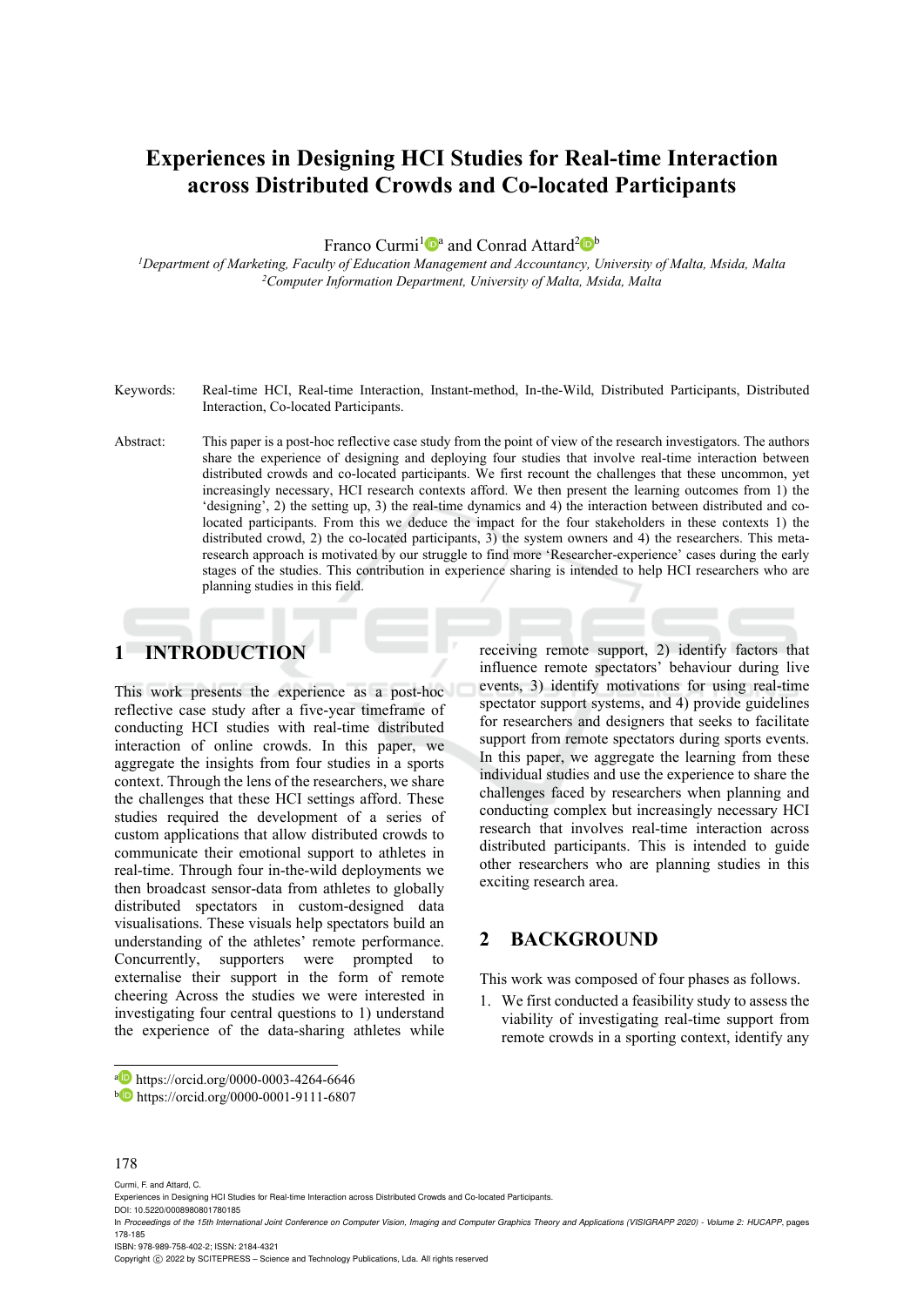# Experiences in Designing HCI Studies for Real-time Interaction across Distributed Crowds and Co-located Participants

Franco Curmi[1] [a] and Conrad Attard[2] [b]

[1]*Department of Marketing, Faculty of Education Management and Accountancy, University of Malta, Msida, Malta*
[2]*Computer Information Department, University of Malta, Msida, Malta*

Keywords: Real-time HCI, Real-time Interaction, Instant-method, In-the-Wild, Distributed Participants, Distributed Interaction, Co-located Participants.

Abstract: This paper is a post-hoc reflective case study from the point of view of the research investigators. The authors share the experience of designing and deploying four studies that involve real-time interaction between distributed crowds and co-located participants. We first recount the challenges that these uncommon, yet increasingly necessary, HCI research contexts afford. We then present the learning outcomes from 1) the 'designing', 2) the setting up, 3) the real-time dynamics and 4) the interaction between distributed and co-located participants. From this we deduce the impact for the four stakeholders in these contexts 1) the distributed crowd, 2) the co-located participants, 3) the system owners and 4) the researchers. This meta-research approach is motivated by our struggle to find more 'Researcher-experience' cases during the early stages of the studies. This contribution in experience sharing is intended to help HCI researchers who are planning studies in this field.

## 1 INTRODUCTION

This work presents the experience as a post-hoc reflective case study after a five-year timeframe of conducting HCI studies with real-time distributed interaction of online crowds. In this paper, we aggregate the insights from four studies in a sports context. Through the lens of the researchers, we share the challenges that these HCI settings afford. These studies required the development of a series of custom applications that allow distributed crowds to communicate their emotional support to athletes in real-time. Through four in-the-wild deployments we then broadcast sensor-data from athletes to globally distributed spectators in custom-designed data visualisations. These visuals help spectators build an understanding of the athletes' remote performance. Concurrently, supporters were prompted to externalise their support in the form of remote cheering Across the studies we were interested in investigating four central questions to 1) understand the experience of the data-sharing athletes while receiving remote support, 2) identify factors that influence remote spectators' behaviour during live events, 3) identify motivations for using real-time spectator support systems, and 4) provide guidelines for researchers and designers that seeks to facilitate support from remote spectators during sports events. In this paper, we aggregate the learning from these individual studies and use the experience to share the challenges faced by researchers when planning and conducting complex but increasingly necessary HCI research that involves real-time interaction across distributed participants. This is intended to guide other researchers who are planning studies in this exciting research area.

## 2 BACKGROUND

This work was composed of four phases as follows.

1. We first conducted a feasibility study to assess the viability of investigating real-time support from remote crowds in a sporting context, identify any

[a] https://orcid.org/0000-0003-4264-6646
[b] https://orcid.org/0000-0001-9111-6807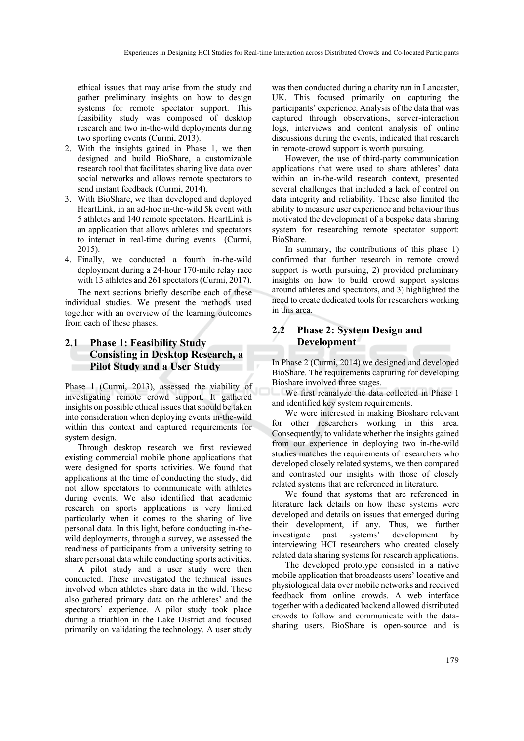ethical issues that may arise from the study and gather preliminary insights on how to design systems for remote spectator support. This feasibility study was composed of desktop research and two in-the-wild deployments during two sporting events (Curmi, 2013).

2. With the insights gained in Phase 1, we then designed and build BioShare, a customizable research tool that facilitates sharing live data over social networks and allows remote spectators to send instant feedback (Curmi, 2014).
3. With BioShare, we than developed and deployed HeartLink, in an ad-hoc in-the-wild 5k event with 5 athletes and 140 remote spectators. HeartLink is an application that allows athletes and spectators to interact in real-time during events (Curmi, 2015).
4. Finally, we conducted a fourth in-the-wild deployment during a 24-hour 170-mile relay race with 13 athletes and 261 spectators (Curmi, 2017).

The next sections briefly describe each of these individual studies. We present the methods used together with an overview of the learning outcomes from each of these phases.

## 2.1 Phase 1: Feasibility Study Consisting in Desktop Research, a Pilot Study and a User Study

Phase 1 (Curmi, 2013), assessed the viability of investigating remote crowd support. It gathered insights on possible ethical issues that should be taken into consideration when deploying events in-the-wild within this context and captured requirements for system design.

Through desktop research we first reviewed existing commercial mobile phone applications that were designed for sports activities. We found that applications at the time of conducting the study, did not allow spectators to communicate with athletes during events. We also identified that academic research on sports applications is very limited particularly when it comes to the sharing of live personal data. In this light, before conducting in-the-wild deployments, through a survey, we assessed the readiness of participants from a university setting to share personal data while conducting sports activities.

A pilot study and a user study were then conducted. These investigated the technical issues involved when athletes share data in the wild. These also gathered primary data on the athletes' and the spectators' experience. A pilot study took place during a triathlon in the Lake District and focused primarily on validating the technology. A user study was then conducted during a charity run in Lancaster, UK. This focused primarily on capturing the participants' experience. Analysis of the data that was captured through observations, server-interaction logs, interviews and content analysis of online discussions during the events, indicated that research in remote-crowd support is worth pursuing.

However, the use of third-party communication applications that were used to share athletes' data within an in-the-wild research context, presented several challenges that included a lack of control on data integrity and reliability. These also limited the ability to measure user experience and behaviour thus motivated the development of a bespoke data sharing system for researching remote spectator support: BioShare.

In summary, the contributions of this phase 1) confirmed that further research in remote crowd support is worth pursuing, 2) provided preliminary insights on how to build crowd support systems around athletes and spectators, and 3) highlighted the need to create dedicated tools for researchers working in this area.

## 2.2 Phase 2: System Design and Development

In Phase 2 (Curmi, 2014) we designed and developed BioShare. The requirements capturing for developing Bioshare involved three stages.

We first reanalyze the data collected in Phase 1 and identified key system requirements.

We were interested in making Bioshare relevant for other researchers working in this area. Consequently, to validate whether the insights gained from our experience in deploying two in-the-wild studies matches the requirements of researchers who developed closely related systems, we then compared and contrasted our insights with those of closely related systems that are referenced in literature.

We found that systems that are referenced in literature lack details on how these systems were developed and details on issues that emerged during their development, if any. Thus, we further investigate past systems' development by interviewing HCI researchers who created closely related data sharing systems for research applications.

The developed prototype consisted in a native mobile application that broadcasts users' locative and physiological data over mobile networks and received feedback from online crowds. A web interface together with a dedicated backend allowed distributed crowds to follow and communicate with the data-sharing users. BioShare is open-source and is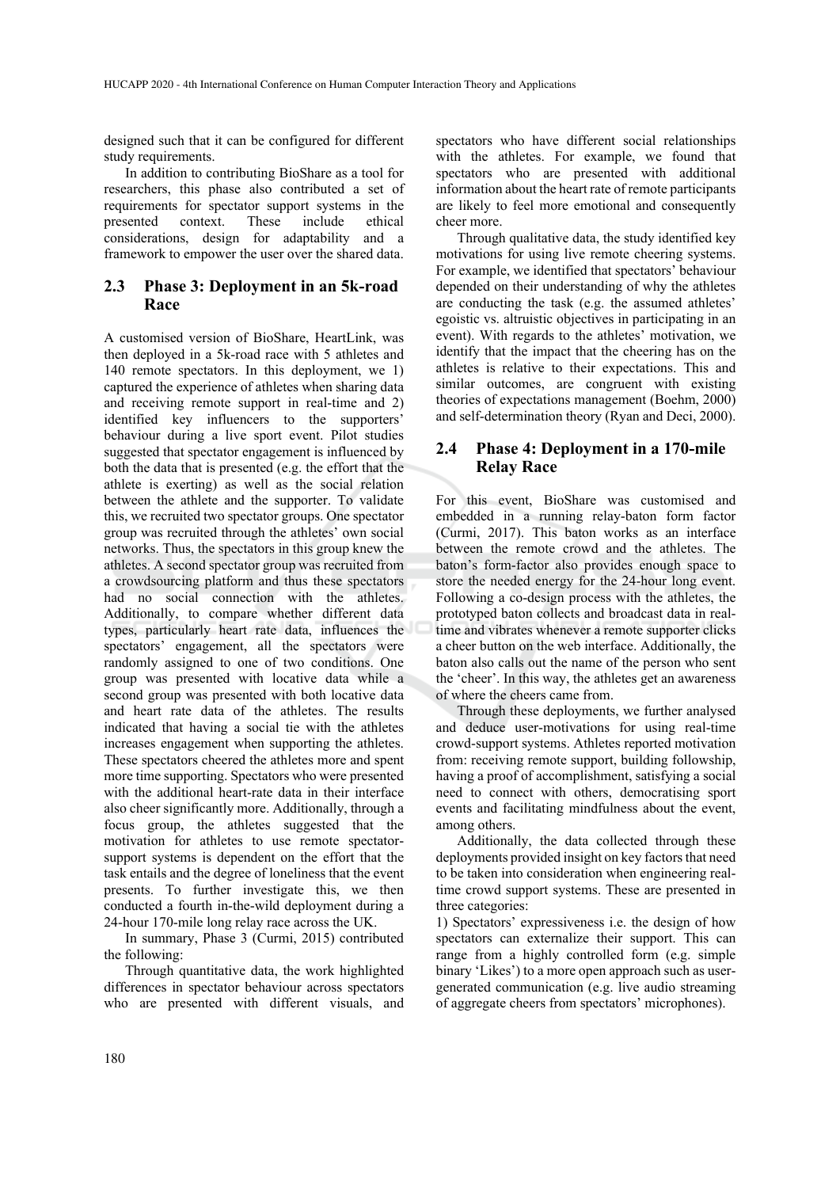designed such that it can be configured for different study requirements.

In addition to contributing BioShare as a tool for researchers, this phase also contributed a set of requirements for spectator support systems in the presented context. These include ethical considerations, design for adaptability and a framework to empower the user over the shared data.

### 2.3 Phase 3: Deployment in an 5k-road Race

A customised version of BioShare, HeartLink, was then deployed in a 5k-road race with 5 athletes and 140 remote spectators. In this deployment, we 1) captured the experience of athletes when sharing data and receiving remote support in real-time and 2) identified key influencers to the supporters' behaviour during a live sport event. Pilot studies suggested that spectator engagement is influenced by both the data that is presented (e.g. the effort that the athlete is exerting) as well as the social relation between the athlete and the supporter. To validate this, we recruited two spectator groups. One spectator group was recruited through the athletes' own social networks. Thus, the spectators in this group knew the athletes. A second spectator group was recruited from a crowdsourcing platform and thus these spectators had no social connection with the athletes. Additionally, to compare whether different data types, particularly heart rate data, influences the spectators' engagement, all the spectators were randomly assigned to one of two conditions. One group was presented with locative data while a second group was presented with both locative data and heart rate data of the athletes. The results indicated that having a social tie with the athletes increases engagement when supporting the athletes. These spectators cheered the athletes more and spent more time supporting. Spectators who were presented with the additional heart-rate data in their interface also cheer significantly more. Additionally, through a focus group, the athletes suggested that the motivation for athletes to use remote spectator-support systems is dependent on the effort that the task entails and the degree of loneliness that the event presents. To further investigate this, we then conducted a fourth in-the-wild deployment during a 24-hour 170-mile long relay race across the UK.

In summary, Phase 3 (Curmi, 2015) contributed the following:

Through quantitative data, the work highlighted differences in spectator behaviour across spectators who are presented with different visuals, and spectators who have different social relationships with the athletes. For example, we found that spectators who are presented with additional information about the heart rate of remote participants are likely to feel more emotional and consequently cheer more.

Through qualitative data, the study identified key motivations for using live remote cheering systems. For example, we identified that spectators' behaviour depended on their understanding of why the athletes are conducting the task (e.g. the assumed athletes' egoistic vs. altruistic objectives in participating in an event). With regards to the athletes' motivation, we identify that the impact that the cheering has on the athletes is relative to their expectations. This and similar outcomes, are congruent with existing theories of expectations management (Boehm, 2000) and self-determination theory (Ryan and Deci, 2000).

### 2.4 Phase 4: Deployment in a 170-mile Relay Race

For this event, BioShare was customised and embedded in a running relay-baton form factor (Curmi, 2017). This baton works as an interface between the remote crowd and the athletes. The baton's form-factor also provides enough space to store the needed energy for the 24-hour long event. Following a co-design process with the athletes, the prototyped baton collects and broadcast data in real-time and vibrates whenever a remote supporter clicks a cheer button on the web interface. Additionally, the baton also calls out the name of the person who sent the 'cheer'. In this way, the athletes get an awareness of where the cheers came from.

Through these deployments, we further analysed and deduce user-motivations for using real-time crowd-support systems. Athletes reported motivation from: receiving remote support, building followship, having a proof of accomplishment, satisfying a social need to connect with others, democratising sport events and facilitating mindfulness about the event, among others.

Additionally, the data collected through these deployments provided insight on key factors that need to be taken into consideration when engineering real-time crowd support systems. These are presented in three categories:

1) Spectators' expressiveness i.e. the design of how spectators can externalize their support. This can range from a highly controlled form (e.g. simple binary 'Likes') to a more open approach such as user-generated communication (e.g. live audio streaming of aggregate cheers from spectators' microphones).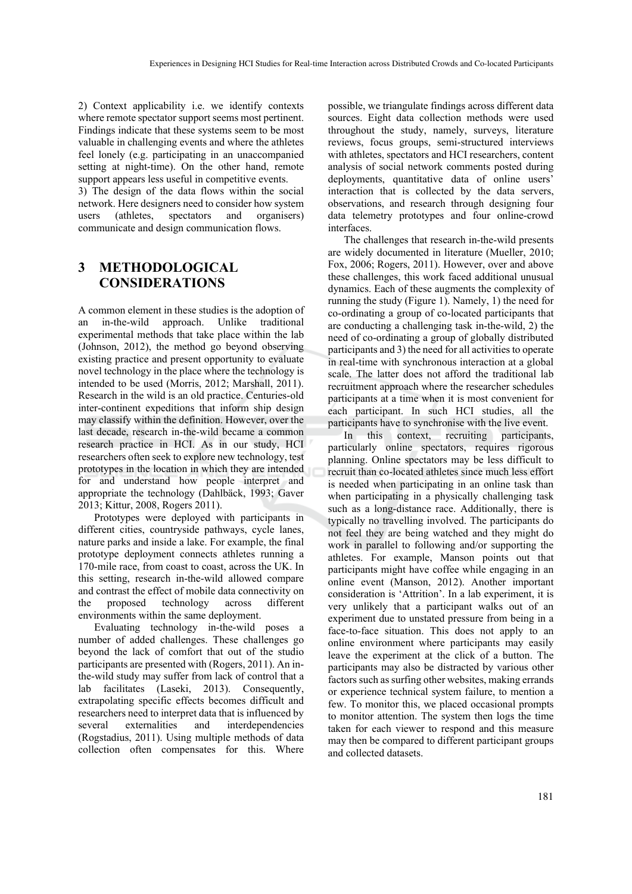2) Context applicability i.e. we identify contexts where remote spectator support seems most pertinent. Findings indicate that these systems seem to be most valuable in challenging events and where the athletes feel lonely (e.g. participating in an unaccompanied setting at night-time). On the other hand, remote support appears less useful in competitive events.

3) The design of the data flows within the social network. Here designers need to consider how system users (athletes, spectators and organisers) communicate and design communication flows.

# 3 METHODOLOGICAL CONSIDERATIONS

A common element in these studies is the adoption of an in-the-wild approach. Unlike traditional experimental methods that take place within the lab (Johnson, 2012), the method go beyond observing existing practice and present opportunity to evaluate novel technology in the place where the technology is intended to be used (Morris, 2012; Marshall, 2011). Research in the wild is an old practice. Centuries-old inter-continent expeditions that inform ship design may classify within the definition. However, over the last decade, research in-the-wild became a common research practice in HCI. As in our study, HCI researchers often seek to explore new technology, test prototypes in the location in which they are intended for and understand how people interpret and appropriate the technology (Dahlbäck, 1993; Gaver 2013; Kittur, 2008, Rogers 2011).

Prototypes were deployed with participants in different cities, countryside pathways, cycle lanes, nature parks and inside a lake. For example, the final prototype deployment connects athletes running a 170-mile race, from coast to coast, across the UK. In this setting, research in-the-wild allowed compare and contrast the effect of mobile data connectivity on the proposed technology across different environments within the same deployment.

Evaluating technology in-the-wild poses a number of added challenges. These challenges go beyond the lack of comfort that out of the studio participants are presented with (Rogers, 2011). An in-the-wild study may suffer from lack of control that a lab facilitates (Laseki, 2013). Consequently, extrapolating specific effects becomes difficult and researchers need to interpret data that is influenced by several externalities and interdependencies (Rogstadius, 2011). Using multiple methods of data collection often compensates for this. Where possible, we triangulate findings across different data sources. Eight data collection methods were used throughout the study, namely, surveys, literature reviews, focus groups, semi-structured interviews with athletes, spectators and HCI researchers, content analysis of social network comments posted during deployments, quantitative data of online users' interaction that is collected by the data servers, observations, and research through designing four data telemetry prototypes and four online-crowd interfaces.

The challenges that research in-the-wild presents are widely documented in literature (Mueller, 2010; Fox, 2006; Rogers, 2011). However, over and above these challenges, this work faced additional unusual dynamics. Each of these augments the complexity of running the study (Figure 1). Namely, 1) the need for co-ordinating a group of co-located participants that are conducting a challenging task in-the-wild, 2) the need of co-ordinating a group of globally distributed participants and 3) the need for all activities to operate in real-time with synchronous interaction at a global scale. The latter does not afford the traditional lab recruitment approach where the researcher schedules participants at a time when it is most convenient for each participant. In such HCI studies, all the participants have to synchronise with the live event.

In this context, recruiting participants, particularly online spectators, requires rigorous planning. Online spectators may be less difficult to recruit than co-located athletes since much less effort is needed when participating in an online task than when participating in a physically challenging task such as a long-distance race. Additionally, there is typically no travelling involved. The participants do not feel they are being watched and they might do work in parallel to following and/or supporting the athletes. For example, Manson points out that participants might have coffee while engaging in an online event (Manson, 2012). Another important consideration is 'Attrition'. In a lab experiment, it is very unlikely that a participant walks out of an experiment due to unstated pressure from being in a face-to-face situation. This does not apply to an online environment where participants may easily leave the experiment at the click of a button. The participants may also be distracted by various other factors such as surfing other websites, making errands or experience technical system failure, to mention a few. To monitor this, we placed occasional prompts to monitor attention. The system then logs the time taken for each viewer to respond and this measure may then be compared to different participant groups and collected datasets.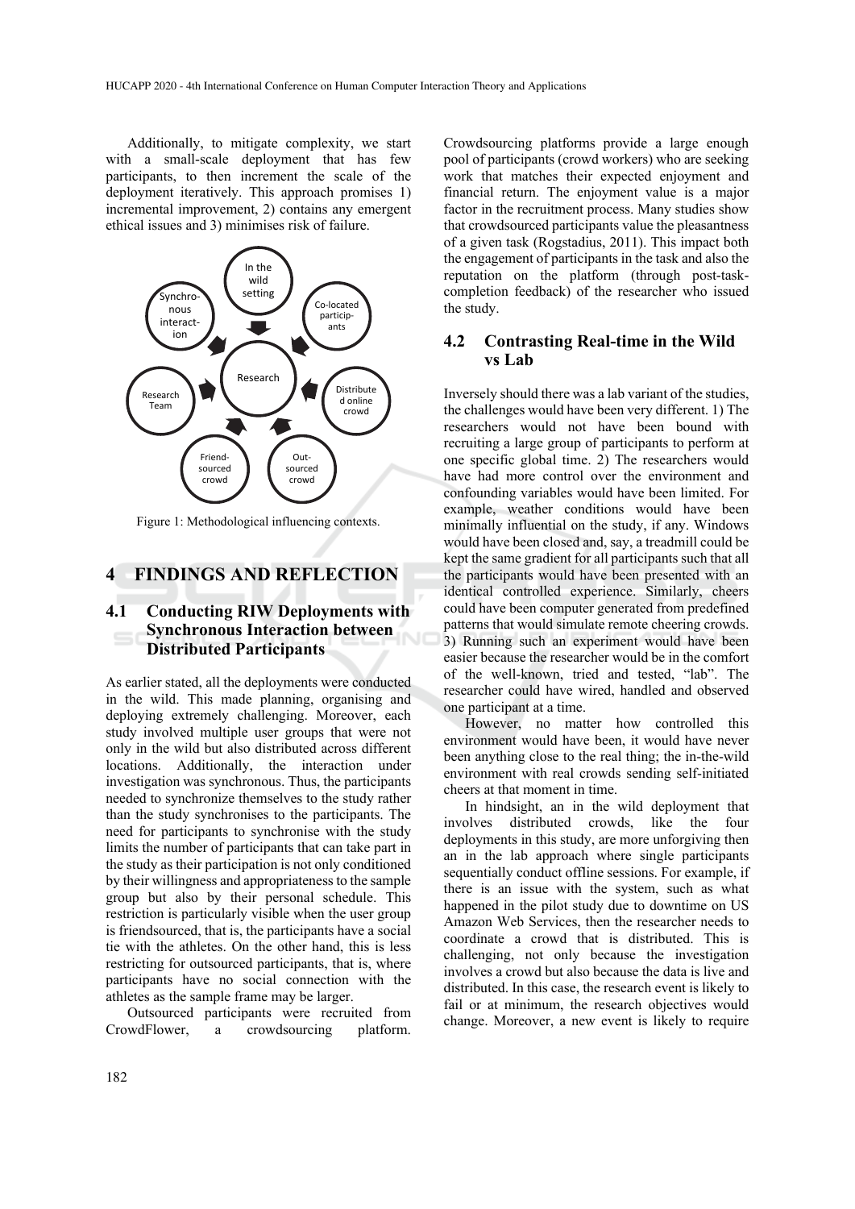Additionally, to mitigate complexity, we start with a small-scale deployment that has few participants, to then increment the scale of the deployment iteratively. This approach promises 1) incremental improvement, 2) contains any emergent ethical issues and 3) minimises risk of failure.

Figure 1: Methodological influencing contexts.

# 4 FINDINGS AND REFLECTION

## 4.1 Conducting RIW Deployments with Synchronous Interaction between Distributed Participants

As earlier stated, all the deployments were conducted in the wild. This made planning, organising and deploying extremely challenging. Moreover, each study involved multiple user groups that were not only in the wild but also distributed across different locations. Additionally, the interaction under investigation was synchronous. Thus, the participants needed to synchronize themselves to the study rather than the study synchronises to the participants. The need for participants to synchronise with the study limits the number of participants that can take part in the study as their participation is not only conditioned by their willingness and appropriateness to the sample group but also by their personal schedule. This restriction is particularly visible when the user group is friendsourced, that is, the participants have a social tie with the athletes. On the other hand, this is less restricting for outsourced participants, that is, where participants have no social connection with the athletes as the sample frame may be larger.

Outsourced participants were recruited from CrowdFlower, a crowdsourcing platform. Crowdsourcing platforms provide a large enough pool of participants (crowd workers) who are seeking work that matches their expected enjoyment and financial return. The enjoyment value is a major factor in the recruitment process. Many studies show that crowdsourced participants value the pleasantness of a given task (Rogstadius, 2011). This impact both the engagement of participants in the task and also the reputation on the platform (through post-task-completion feedback) of the researcher who issued the study.

## 4.2 Contrasting Real-time in the Wild vs Lab

Inversely should there was a lab variant of the studies, the challenges would have been very different. 1) The researchers would not have been bound with recruiting a large group of participants to perform at one specific global time. 2) The researchers would have had more control over the environment and confounding variables would have been limited. For example, weather conditions would have been minimally influential on the study, if any. Windows would have been closed and, say, a treadmill could be kept the same gradient for all participants such that all the participants would have been presented with an identical controlled experience. Similarly, cheers could have been computer generated from predefined patterns that would simulate remote cheering crowds. 3) Running such an experiment would have been easier because the researcher would be in the comfort of the well-known, tried and tested, "lab". The researcher could have wired, handled and observed one participant at a time.

However, no matter how controlled this environment would have been, it would have never been anything close to the real thing; the in-the-wild environment with real crowds sending self-initiated cheers at that moment in time.

In hindsight, an in the wild deployment that involves distributed crowds, like the four deployments in this study, are more unforgiving then an in the lab approach where single participants sequentially conduct offline sessions. For example, if there is an issue with the system, such as what happened in the pilot study due to downtime on US Amazon Web Services, then the researcher needs to coordinate a crowd that is distributed. This is challenging, not only because the investigation involves a crowd but also because the data is live and distributed. In this case, the research event is likely to fail or at minimum, the research objectives would change. Moreover, a new event is likely to require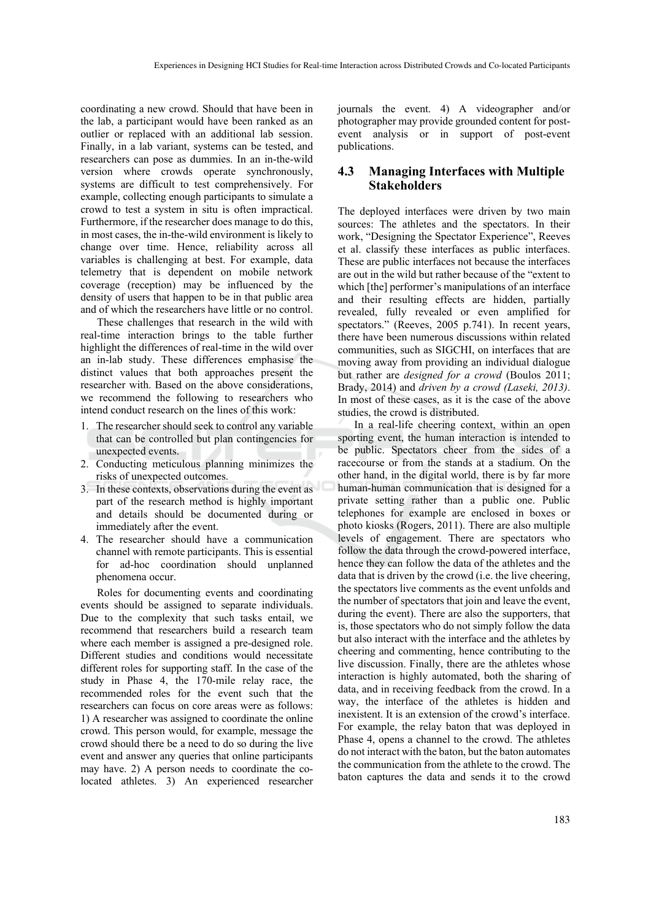coordinating a new crowd. Should that have been in the lab, a participant would have been ranked as an outlier or replaced with an additional lab session. Finally, in a lab variant, systems can be tested, and researchers can pose as dummies. In an in-the-wild version where crowds operate synchronously, systems are difficult to test comprehensively. For example, collecting enough participants to simulate a crowd to test a system in situ is often impractical. Furthermore, if the researcher does manage to do this, in most cases, the in-the-wild environment is likely to change over time. Hence, reliability across all variables is challenging at best. For example, data telemetry that is dependent on mobile network coverage (reception) may be influenced by the density of users that happen to be in that public area and of which the researchers have little or no control.

These challenges that research in the wild with real-time interaction brings to the table further highlight the differences of real-time in the wild over an in-lab study. These differences emphasise the distinct values that both approaches present the researcher with. Based on the above considerations, we recommend the following to researchers who intend conduct research on the lines of this work:

1. The researcher should seek to control any variable that can be controlled but plan contingencies for unexpected events.
2. Conducting meticulous planning minimizes the risks of unexpected outcomes.
3. In these contexts, observations during the event as part of the research method is highly important and details should be documented during or immediately after the event.
4. The researcher should have a communication channel with remote participants. This is essential for ad-hoc coordination should unplanned phenomena occur.

Roles for documenting events and coordinating events should be assigned to separate individuals. Due to the complexity that such tasks entail, we recommend that researchers build a research team where each member is assigned a pre-designed role. Different studies and conditions would necessitate different roles for supporting staff. In the case of the study in Phase 4, the 170-mile relay race, the recommended roles for the event such that the researchers can focus on core areas were as follows: 1) A researcher was assigned to coordinate the online crowd. This person would, for example, message the crowd should there be a need to do so during the live event and answer any queries that online participants may have. 2) A person needs to coordinate the co-located athletes. 3) An experienced researcher journals the event. 4) A videographer and/or photographer may provide grounded content for post-event analysis or in support of post-event publications.

## 4.3 Managing Interfaces with Multiple Stakeholders

The deployed interfaces were driven by two main sources: The athletes and the spectators. In their work, "Designing the Spectator Experience", Reeves et al. classify these interfaces as public interfaces. These are public interfaces not because the interfaces are out in the wild but rather because of the "extent to which [the] performer's manipulations of an interface and their resulting effects are hidden, partially revealed, fully revealed or even amplified for spectators." (Reeves, 2005 p.741). In recent years, there have been numerous discussions within related communities, such as SIGCHI, on interfaces that are moving away from providing an individual dialogue but rather are *designed for a crowd* (Boulos 2011; Brady, 2014) and *driven by a crowd (Laseki, 2013)*. In most of these cases, as it is the case of the above studies, the crowd is distributed.

In a real-life cheering context, within an open sporting event, the human interaction is intended to be public. Spectators cheer from the sides of a racecourse or from the stands at a stadium. On the other hand, in the digital world, there is by far more human-human communication that is designed for a private setting rather than a public one. Public telephones for example are enclosed in boxes or photo kiosks (Rogers, 2011). There are also multiple levels of engagement. There are spectators who follow the data through the crowd-powered interface, hence they can follow the data of the athletes and the data that is driven by the crowd (i.e. the live cheering, the spectators live comments as the event unfolds and the number of spectators that join and leave the event, during the event). There are also the supporters, that is, those spectators who do not simply follow the data but also interact with the interface and the athletes by cheering and commenting, hence contributing to the live discussion. Finally, there are the athletes whose interaction is highly automated, both the sharing of data, and in receiving feedback from the crowd. In a way, the interface of the athletes is hidden and inexistent. It is an extension of the crowd's interface. For example, the relay baton that was deployed in Phase 4, opens a channel to the crowd. The athletes do not interact with the baton, but the baton automates the communication from the athlete to the crowd. The baton captures the data and sends it to the crowd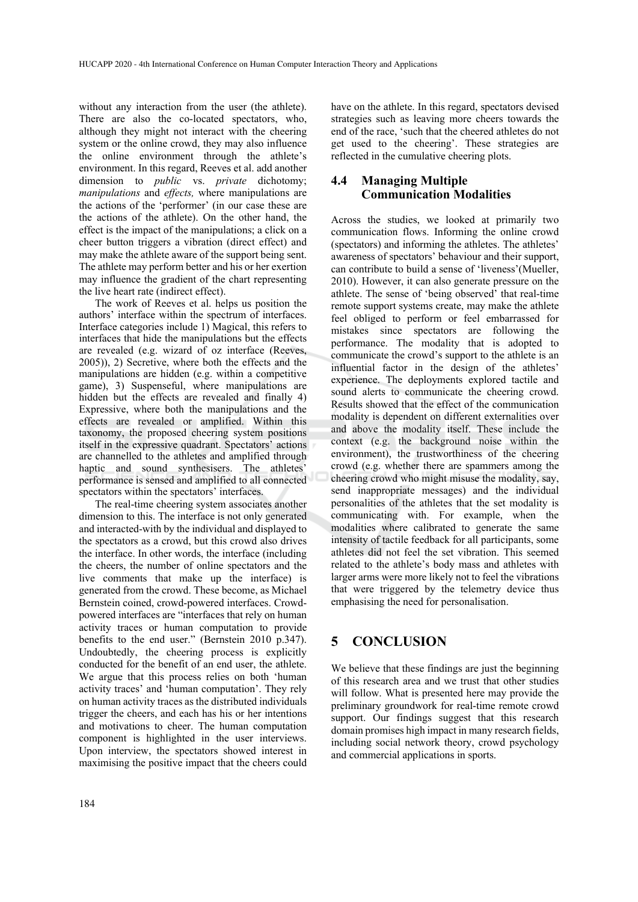without any interaction from the user (the athlete). There are also the co-located spectators, who, although they might not interact with the cheering system or the online crowd, they may also influence the online environment through the athlete's environment. In this regard, Reeves et al. add another dimension to *public* vs. *private* dichotomy; *manipulations* and *effects,* where manipulations are the actions of the 'performer' (in our case these are the actions of the athlete). On the other hand, the effect is the impact of the manipulations; a click on a cheer button triggers a vibration (direct effect) and may make the athlete aware of the support being sent. The athlete may perform better and his or her exertion may influence the gradient of the chart representing the live heart rate (indirect effect).

The work of Reeves et al. helps us position the authors' interface within the spectrum of interfaces. Interface categories include 1) Magical, this refers to interfaces that hide the manipulations but the effects are revealed (e.g. wizard of oz interface (Reeves, 2005)), 2) Secretive, where both the effects and the manipulations are hidden (e.g. within a competitive game), 3) Suspenseful, where manipulations are hidden but the effects are revealed and finally 4) Expressive, where both the manipulations and the effects are revealed or amplified. Within this taxonomy, the proposed cheering system positions itself in the expressive quadrant. Spectators' actions are channelled to the athletes and amplified through haptic and sound synthesisers. The athletes' performance is sensed and amplified to all connected spectators within the spectators' interfaces.

The real-time cheering system associates another dimension to this. The interface is not only generated and interacted-with by the individual and displayed to the spectators as a crowd, but this crowd also drives the interface. In other words, the interface (including the cheers, the number of online spectators and the live comments that make up the interface) is generated from the crowd. These become, as Michael Bernstein coined, crowd-powered interfaces. Crowd-powered interfaces are "interfaces that rely on human activity traces or human computation to provide benefits to the end user." (Bernstein 2010 p.347). Undoubtedly, the cheering process is explicitly conducted for the benefit of an end user, the athlete. We argue that this process relies on both 'human activity traces' and 'human computation'. They rely on human activity traces as the distributed individuals trigger the cheers, and each has his or her intentions and motivations to cheer. The human computation component is highlighted in the user interviews. Upon interview, the spectators showed interest in maximising the positive impact that the cheers could have on the athlete. In this regard, spectators devised strategies such as leaving more cheers towards the end of the race, 'such that the cheered athletes do not get used to the cheering'. These strategies are reflected in the cumulative cheering plots.

### 4.4 Managing Multiple Communication Modalities

Across the studies, we looked at primarily two communication flows. Informing the online crowd (spectators) and informing the athletes. The athletes' awareness of spectators' behaviour and their support, can contribute to build a sense of 'liveness'(Mueller, 2010). However, it can also generate pressure on the athlete. The sense of 'being observed' that real-time remote support systems create, may make the athlete feel obliged to perform or feel embarrassed for mistakes since spectators are following the performance. The modality that is adopted to communicate the crowd's support to the athlete is an influential factor in the design of the athletes' experience. The deployments explored tactile and sound alerts to communicate the cheering crowd. Results showed that the effect of the communication modality is dependent on different externalities over and above the modality itself. These include the context (e.g. the background noise within the environment), the trustworthiness of the cheering crowd (e.g. whether there are spammers among the cheering crowd who might misuse the modality, say, send inappropriate messages) and the individual personalities of the athletes that the set modality is communicating with. For example, when the modalities where calibrated to generate the same intensity of tactile feedback for all participants, some athletes did not feel the set vibration. This seemed related to the athlete's body mass and athletes with larger arms were more likely not to feel the vibrations that were triggered by the telemetry device thus emphasising the need for personalisation.

## 5 CONCLUSION

We believe that these findings are just the beginning of this research area and we trust that other studies will follow. What is presented here may provide the preliminary groundwork for real-time remote crowd support. Our findings suggest that this research domain promises high impact in many research fields, including social network theory, crowd psychology and commercial applications in sports.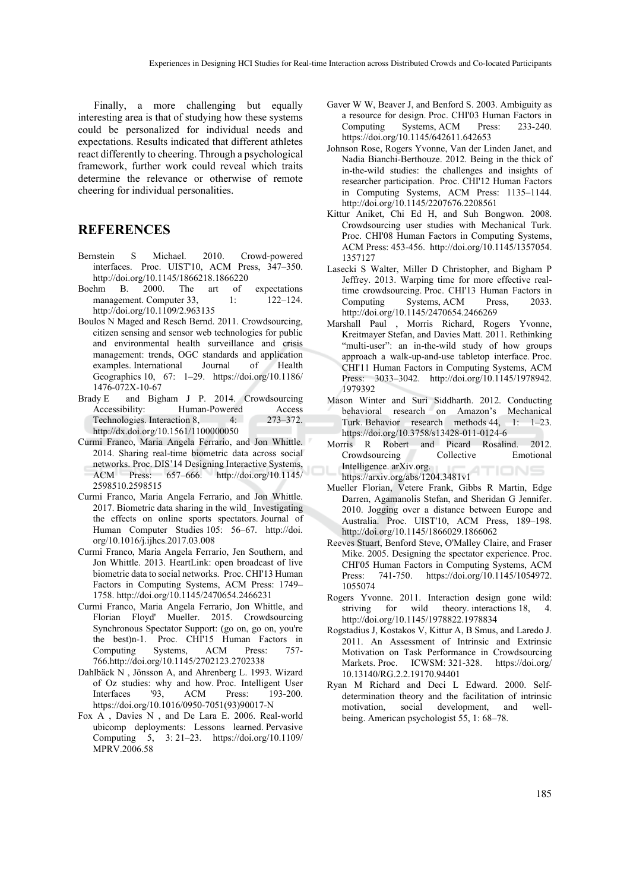Finally, a more challenging but equally interesting area is that of studying how these systems could be personalized for individual needs and expectations. Results indicated that different athletes react differently to cheering. Through a psychological framework, further work could reveal which traits determine the relevance or otherwise of remote cheering for individual personalities.

## REFERENCES

Bernstein S Michael. 2010. Crowd-powered interfaces. Proc. UIST'10, ACM Press, 347–350. http://doi.org/10.1145/1866218.1866220

Boehm B. 2000. The art of expectations management. Computer 33, 1: 122–124. http://doi.org/10.1109/2.963135

Boulos N Maged and Resch Bernd. 2011. Crowdsourcing, citizen sensing and sensor web technologies for public and environmental health surveillance and crisis management: trends, OGC standards and application examples. International Journal of Health Geographics 10, 67: 1–29. https://doi.org/10.1186/1476-072X-10-67

Brady E and Bigham J P. 2014. Crowdsourcing Accessibility: Human-Powered Access Technologies. Interaction 8, 4: 273–372. http://dx.doi.org/10.1561/1100000050

Curmi Franco, Maria Angela Ferrario, and Jon Whittle. 2014. Sharing real-time biometric data across social networks. Proc. DIS'14 Designing Interactive Systems, ACM Press: 657–666. http://doi.org/10.1145/2598510.2598515

Curmi Franco, Maria Angela Ferrario, and Jon Whittle. 2017. Biometric data sharing in the wild_ Investigating the effects on online sports spectators. Journal of Human Computer Studies 105: 56–67. http://doi.org/10.1016/j.ijhcs.2017.03.008

Curmi Franco, Maria Angela Ferrario, Jen Southern, and Jon Whittle. 2013. HeartLink: open broadcast of live biometric data to social networks. Proc. CHI'13 Human Factors in Computing Systems, ACM Press: 1749–1758. http://doi.org/10.1145/2470654.2466231

Curmi Franco, Maria Angela Ferrario, Jon Whittle, and Florian Floyd' Mueller. 2015. Crowdsourcing Synchronous Spectator Support: (go on, go on, you're the best)n-1. Proc. CHI'15 Human Factors in Computing Systems, ACM Press: 757-766.http://doi.org/10.1145/2702123.2702338

Dahlbäck N , Jönsson A, and Ahrenberg L. 1993. Wizard of Oz studies: why and how. Proc. Intelligent User Interfaces '93, ACM Press: 193-200. https://doi.org/10.1016/0950-7051(93)90017-N

Fox A , Davies N , and De Lara E. 2006. Real-world ubicomp deployments: Lessons learned. Pervasive Computing 5, 3: 21–23. https://doi.org/10.1109/MPRV.2006.58

Gaver W W, Beaver J, and Benford S. 2003. Ambiguity as a resource for design. Proc. CHI'03 Human Factors in Computing Systems, ACM Press: 233-240. https://doi.org/10.1145/642611.642653

Johnson Rose, Rogers Yvonne, Van der Linden Janet, and Nadia Bianchi-Berthouze. 2012. Being in the thick of in-the-wild studies: the challenges and insights of researcher participation. Proc. CHI'12 Human Factors in Computing Systems, ACM Press: 1135–1144. http://doi.org/10.1145/2207676.2208561

Kittur Aniket, Chi Ed H, and Suh Bongwon. 2008. Crowdsourcing user studies with Mechanical Turk. Proc. CHI'08 Human Factors in Computing Systems, ACM Press: 453-456. http://doi.org/10.1145/1357054.1357127

Lasecki S Walter, Miller D Christopher, and Bigham P Jeffrey. 2013. Warping time for more effective real-time crowdsourcing. Proc. CHI'13 Human Factors in Computing Systems, ACM Press, 2033. http://doi.org/10.1145/2470654.2466269

Marshall Paul , Morris Richard, Rogers Yvonne, Kreitmayer Stefan, and Davies Matt. 2011. Rethinking "multi-user": an in-the-wild study of how groups approach a walk-up-and-use tabletop interface. Proc. CHI'11 Human Factors in Computing Systems, ACM Press: 3033–3042. http://doi.org/10.1145/1978942.1979392

Mason Winter and Suri Siddharth. 2012. Conducting behavioral research on Amazon's Mechanical Turk. Behavior research methods 44, 1: 1–23. https://doi.org/10.3758/s13428-011-0124-6

Morris R Robert and Picard Rosalind. 2012. Crowdsourcing Collective Emotional Intelligence. arXiv.org. https://arxiv.org/abs/1204.3481v1

Mueller Florian, Vetere Frank, Gibbs R Martin, Edge Darren, Agamanolis Stefan, and Sheridan G Jennifer. 2010. Jogging over a distance between Europe and Australia. Proc. UIST'10, ACM Press, 189–198. http://doi.org/10.1145/1866029.1866062

Reeves Stuart, Benford Steve, O'Malley Claire, and Fraser Mike. 2005. Designing the spectator experience. Proc. CHI'05 Human Factors in Computing Systems, ACM Press: 741-750. https://doi.org/10.1145/1054972.1055074

Rogers Yvonne. 2011. Interaction design gone wild: striving for wild theory. interactions 18, 4. http://doi.org/10.1145/1978822.1978834

Rogstadius J, Kostakos V, Kittur A, B Smus, and Laredo J. 2011. An Assessment of Intrinsic and Extrinsic Motivation on Task Performance in Crowdsourcing Markets. Proc. ICWSM: 321-328. https://doi.org/10.13140/RG.2.2.19170.94401

Ryan M Richard and Deci L Edward. 2000. Self-determination theory and the facilitation of intrinsic motivation, social development, and well-being. American psychologist 55, 1: 68–78.